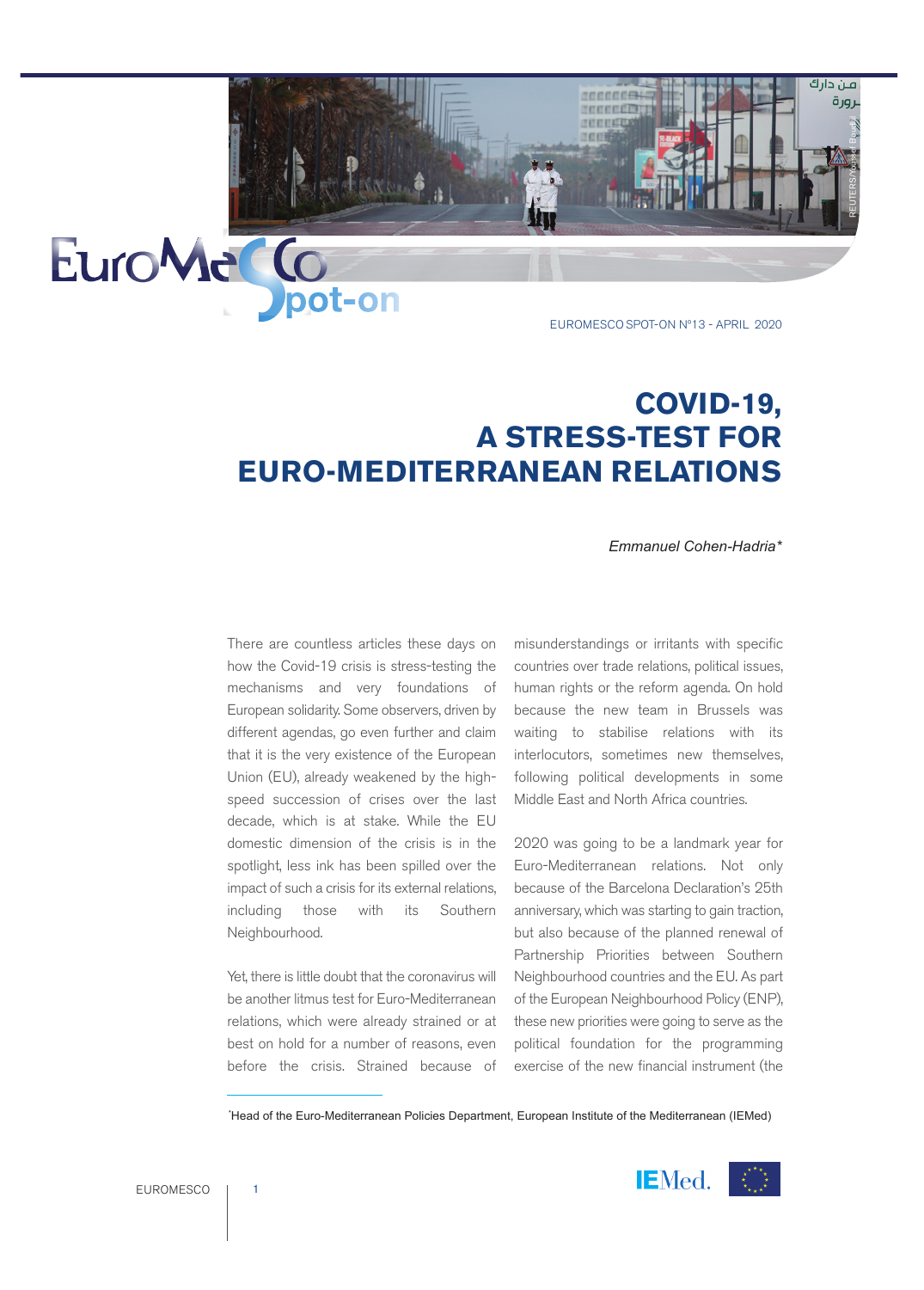EUROMESCO SPOT-ON Nº13 - APRIL 2020

# COVID-19, A STRESS-TEST FOR EURO-MEDITERRANEAN RELATIONS

*Emmanuel Cohen-Hadria\**

There are countless articles these days on how the Covid-19 crisis is stress-testing the mechanisms and very foundations of European solidarity. Some observers, driven by different agendas, go even further and claim that it is the very existence of the European Union (EU), already weakened by the high-speed succession of crises over the last decade, which is at stake. While the EU domestic dimension of the crisis is in the spotlight, less ink has been spilled over the impact of such a crisis for its external relations, including those with its Southern Neighbourhood.

Yet, there is little doubt that the coronavirus will be another litmus test for Euro-Mediterranean relations, which were already strained or at best on hold for a number of reasons, even before the crisis. Strained because of misunderstandings or irritants with specific countries over trade relations, political issues, human rights or the reform agenda. On hold because the new team in Brussels was waiting to stabilise relations with its interlocutors, sometimes new themselves, following political developments in some Middle East and North Africa countries.

2020 was going to be a landmark year for Euro-Mediterranean relations. Not only because of the Barcelona Declaration's 25th anniversary, which was starting to gain traction, but also because of the planned renewal of Partnership Priorities between Southern Neighbourhood countries and the EU. As part of the European Neighbourhood Policy (ENP), these new priorities were going to serve as the political foundation for the programming exercise of the new financial instrument (the

\*Head of the Euro-Mediterranean Policies Department, European Institute of the Mediterranean (IEMed)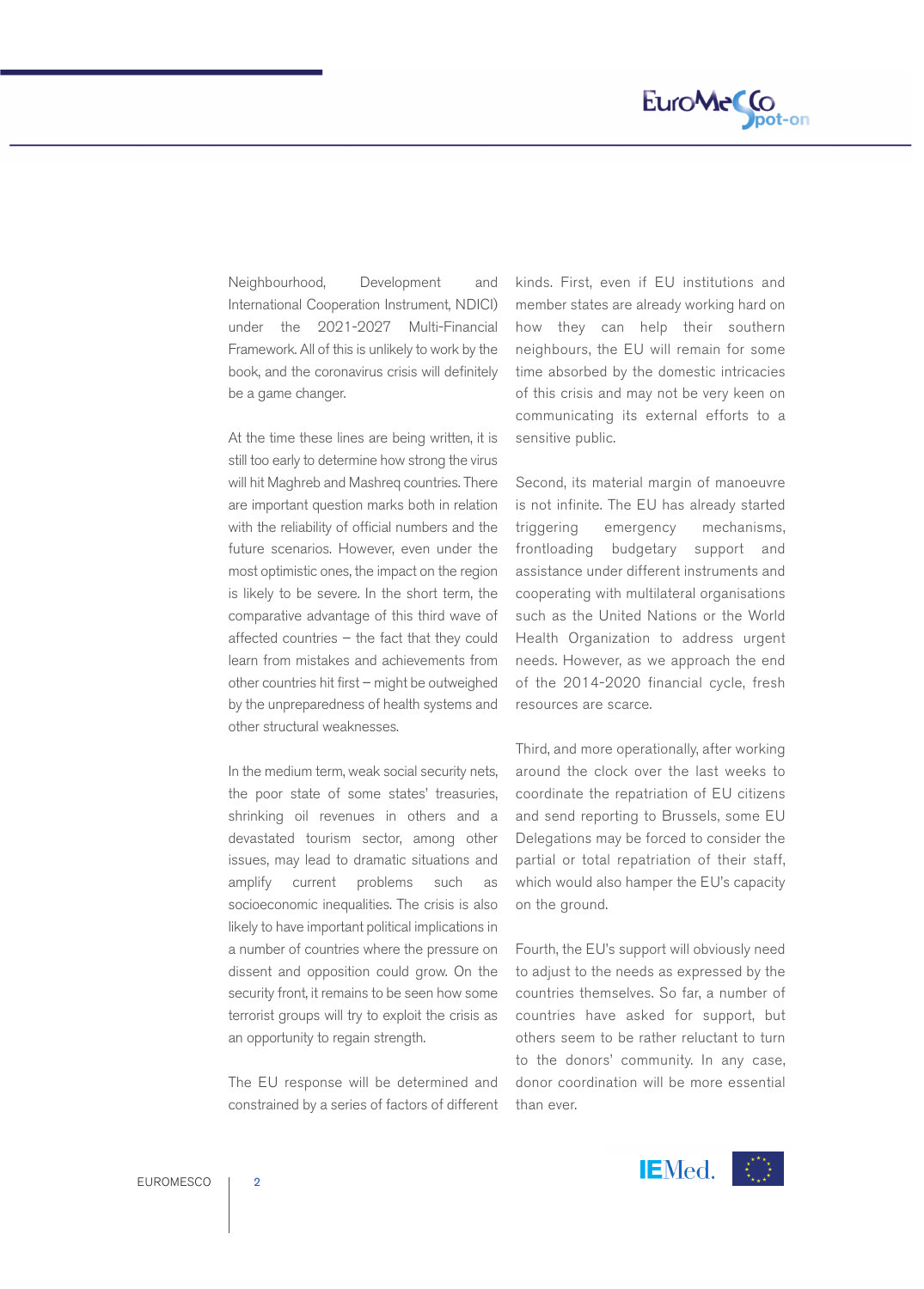Neighbourhood, Development and International Cooperation Instrument, NDICI) under the 2021-2027 Multi-Financial Framework. All of this is unlikely to work by the book, and the coronavirus crisis will definitely be a game changer.

At the time these lines are being written, it is still too early to determine how strong the virus will hit Maghreb and Mashreq countries. There are important question marks both in relation with the reliability of official numbers and the future scenarios. However, even under the most optimistic ones, the impact on the region is likely to be severe. In the short term, the comparative advantage of this third wave of affected countries – the fact that they could learn from mistakes and achievements from other countries hit first – might be outweighed by the unpreparedness of health systems and other structural weaknesses.

In the medium term, weak social security nets, the poor state of some states' treasuries, shrinking oil revenues in others and a devastated tourism sector, among other issues, may lead to dramatic situations and amplify current problems such as socioeconomic inequalities. The crisis is also likely to have important political implications in a number of countries where the pressure on dissent and opposition could grow. On the security front, it remains to be seen how some terrorist groups will try to exploit the crisis as an opportunity to regain strength.

The EU response will be determined and constrained by a series of factors of different kinds. First, even if EU institutions and member states are already working hard on how they can help their southern neighbours, the EU will remain for some time absorbed by the domestic intricacies of this crisis and may not be very keen on communicating its external efforts to a sensitive public.

Second, its material margin of manoeuvre is not infinite. The EU has already started triggering emergency mechanisms, frontloading budgetary support and assistance under different instruments and cooperating with multilateral organisations such as the United Nations or the World Health Organization to address urgent needs. However, as we approach the end of the 2014-2020 financial cycle, fresh resources are scarce.

Third, and more operationally, after working around the clock over the last weeks to coordinate the repatriation of EU citizens and send reporting to Brussels, some EU Delegations may be forced to consider the partial or total repatriation of their staff, which would also hamper the EU's capacity on the ground.

Fourth, the EU's support will obviously need to adjust to the needs as expressed by the countries themselves. So far, a number of countries have asked for support, but others seem to be rather reluctant to turn to the donors' community. In any case, donor coordination will be more essential than ever.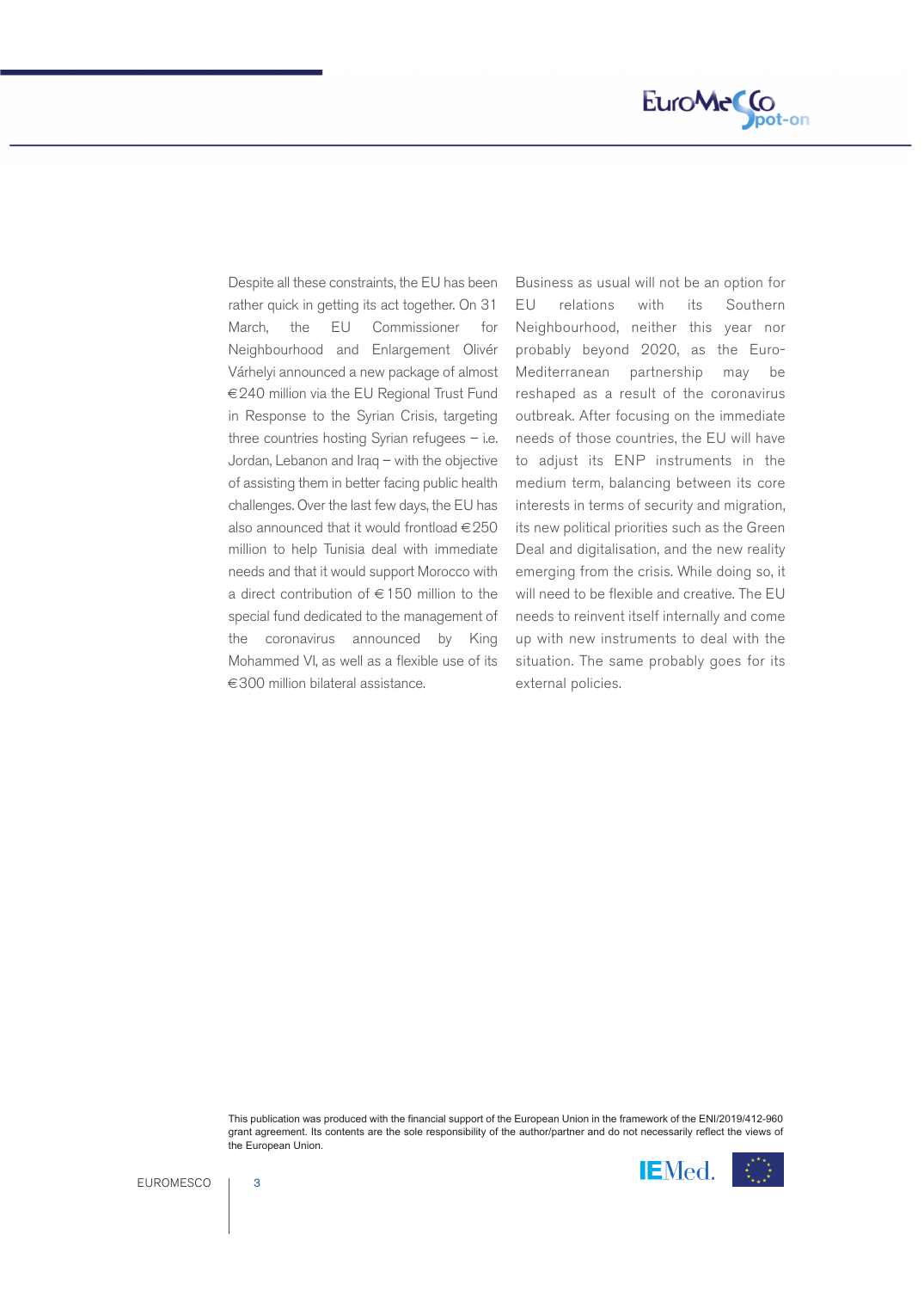Despite all these constraints, the EU has been rather quick in getting its act together. On 31 March, the EU Commissioner for Neighbourhood and Enlargement Olivér Várhelyi announced a new package of almost €240 million via the EU Regional Trust Fund in Response to the Syrian Crisis, targeting three countries hosting Syrian refugees – i.e. Jordan, Lebanon and Iraq – with the objective of assisting them in better facing public health challenges. Over the last few days, the EU has also announced that it would frontload €250 million to help Tunisia deal with immediate needs and that it would support Morocco with a direct contribution of €150 million to the special fund dedicated to the management of the coronavirus announced by King Mohammed VI, as well as a flexible use of its €300 million bilateral assistance.

Business as usual will not be an option for EU relations with its Southern Neighbourhood, neither this year nor probably beyond 2020, as the Euro-Mediterranean partnership may be reshaped as a result of the coronavirus outbreak. After focusing on the immediate needs of those countries, the EU will have to adjust its ENP instruments in the medium term, balancing between its core interests in terms of security and migration, its new political priorities such as the Green Deal and digitalisation, and the new reality emerging from the crisis. While doing so, it will need to be flexible and creative. The EU needs to reinvent itself internally and come up with new instruments to deal with the situation. The same probably goes for its external policies.

This publication was produced with the financial support of the European Union in the framework of the ENI/2019/412-960 grant agreement. Its contents are the sole responsibility of the author/partner and do not necessarily reflect the views of the European Union.